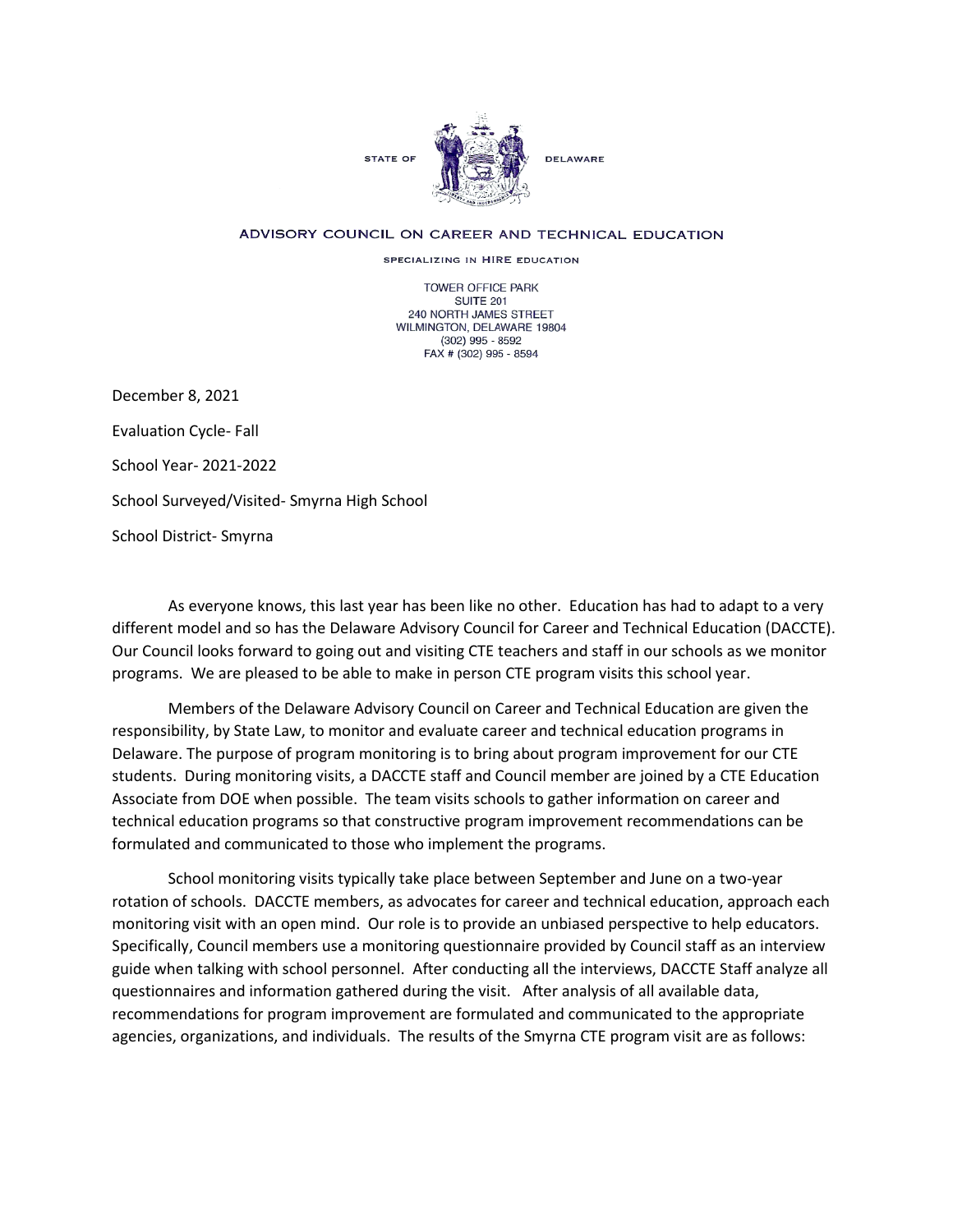STATE OF DELAWARE

ADVISORY COUNCIL ON CAREER AND TECHNICAL EDUCATION

SPECIALIZING IN HIRE EDUCATION

TOWER OFFICE PARK
SUITE 201
240 NORTH JAMES STREET
WILMINGTON, DELAWARE 19804
(302) 995 - 8592
FAX # (302) 995 - 8594

December 8, 2021

Evaluation Cycle- Fall

School Year- 2021-2022

School Surveyed/Visited- Smyrna High School

School District- Smyrna

As everyone knows, this last year has been like no other. Education has had to adapt to a very different model and so has the Delaware Advisory Council for Career and Technical Education (DACCTE). Our Council looks forward to going out and visiting CTE teachers and staff in our schools as we monitor programs. We are pleased to be able to make in person CTE program visits this school year.

Members of the Delaware Advisory Council on Career and Technical Education are given the responsibility, by State Law, to monitor and evaluate career and technical education programs in Delaware. The purpose of program monitoring is to bring about program improvement for our CTE students. During monitoring visits, a DACCTE staff and Council member are joined by a CTE Education Associate from DOE when possible. The team visits schools to gather information on career and technical education programs so that constructive program improvement recommendations can be formulated and communicated to those who implement the programs.

School monitoring visits typically take place between September and June on a two-year rotation of schools. DACCTE members, as advocates for career and technical education, approach each monitoring visit with an open mind. Our role is to provide an unbiased perspective to help educators. Specifically, Council members use a monitoring questionnaire provided by Council staff as an interview guide when talking with school personnel. After conducting all the interviews, DACCTE Staff analyze all questionnaires and information gathered during the visit. After analysis of all available data, recommendations for program improvement are formulated and communicated to the appropriate agencies, organizations, and individuals. The results of the Smyrna CTE program visit are as follows: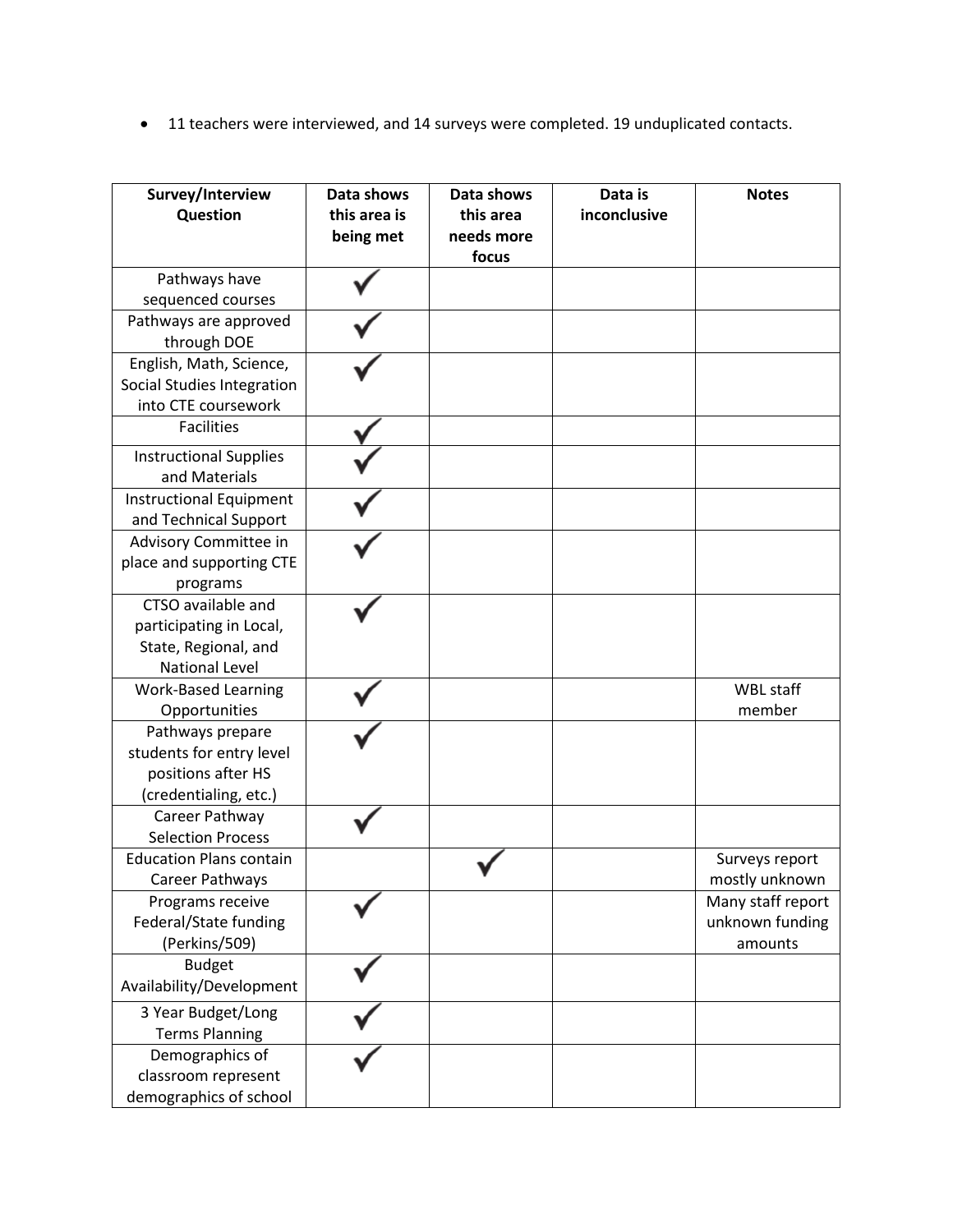- 11 teachers were interviewed, and 14 surveys were completed. 19 unduplicated contacts.

| Survey/Interview Question | Data shows this area is being met | Data shows this area needs more focus | Data is inconclusive | Notes |
|---|---|---|---|---|
| Pathways have sequenced courses | ✓ | | | |
| Pathways are approved through DOE | ✓ | | | |
| English, Math, Science, Social Studies Integration into CTE coursework | ✓ | | | |
| Facilities | ✓ | | | |
| Instructional Supplies and Materials | ✓ | | | |
| Instructional Equipment and Technical Support | ✓ | | | |
| Advisory Committee in place and supporting CTE programs | ✓ | | | |
| CTSO available and participating in Local, State, Regional, and National Level | ✓ | | | |
| Work-Based Learning Opportunities | ✓ | | | WBL staff member |
| Pathways prepare students for entry level positions after HS (credentialing, etc.) | ✓ | | | |
| Career Pathway Selection Process | ✓ | | | |
| Education Plans contain Career Pathways | | ✓ | | Surveys report mostly unknown |
| Programs receive Federal/State funding (Perkins/509) | ✓ | | | Many staff report unknown funding amounts |
| Budget Availability/Development | ✓ | | | |
| 3 Year Budget/Long Terms Planning | ✓ | | | |
| Demographics of classroom represent demographics of school | ✓ | | | |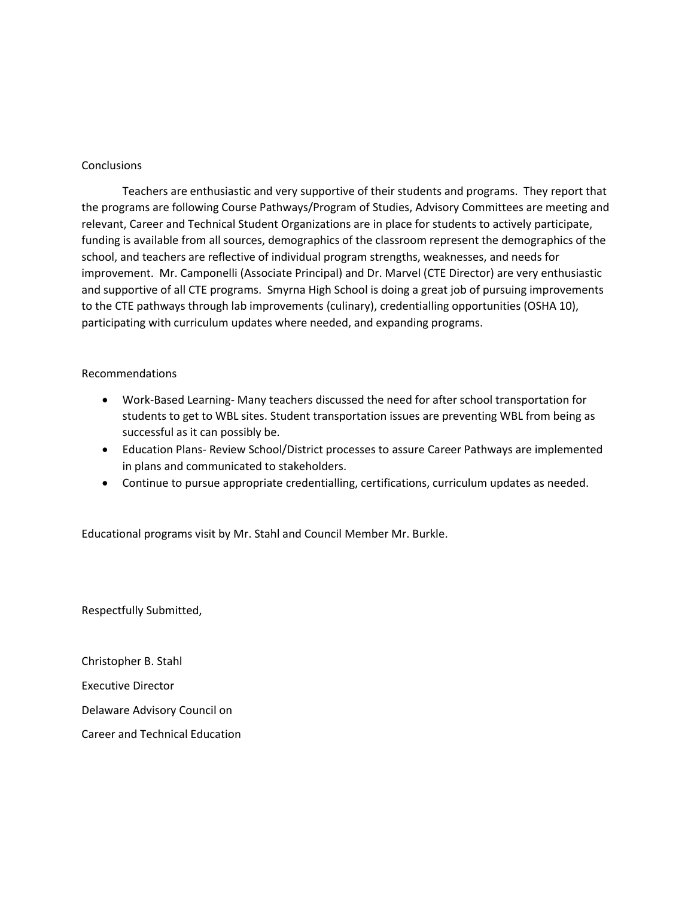## Conclusions

Teachers are enthusiastic and very supportive of their students and programs. They report that the programs are following Course Pathways/Program of Studies, Advisory Committees are meeting and relevant, Career and Technical Student Organizations are in place for students to actively participate, funding is available from all sources, demographics of the classroom represent the demographics of the school, and teachers are reflective of individual program strengths, weaknesses, and needs for improvement. Mr. Camponelli (Associate Principal) and Dr. Marvel (CTE Director) are very enthusiastic and supportive of all CTE programs. Smyrna High School is doing a great job of pursuing improvements to the CTE pathways through lab improvements (culinary), credentialling opportunities (OSHA 10), participating with curriculum updates where needed, and expanding programs.

## Recommendations

- Work-Based Learning- Many teachers discussed the need for after school transportation for students to get to WBL sites. Student transportation issues are preventing WBL from being as successful as it can possibly be.
- Education Plans- Review School/District processes to assure Career Pathways are implemented in plans and communicated to stakeholders.
- Continue to pursue appropriate credentialling, certifications, curriculum updates as needed.

Educational programs visit by Mr. Stahl and Council Member Mr. Burkle.

Respectfully Submitted,

Christopher B. Stahl

Executive Director

Delaware Advisory Council on

Career and Technical Education